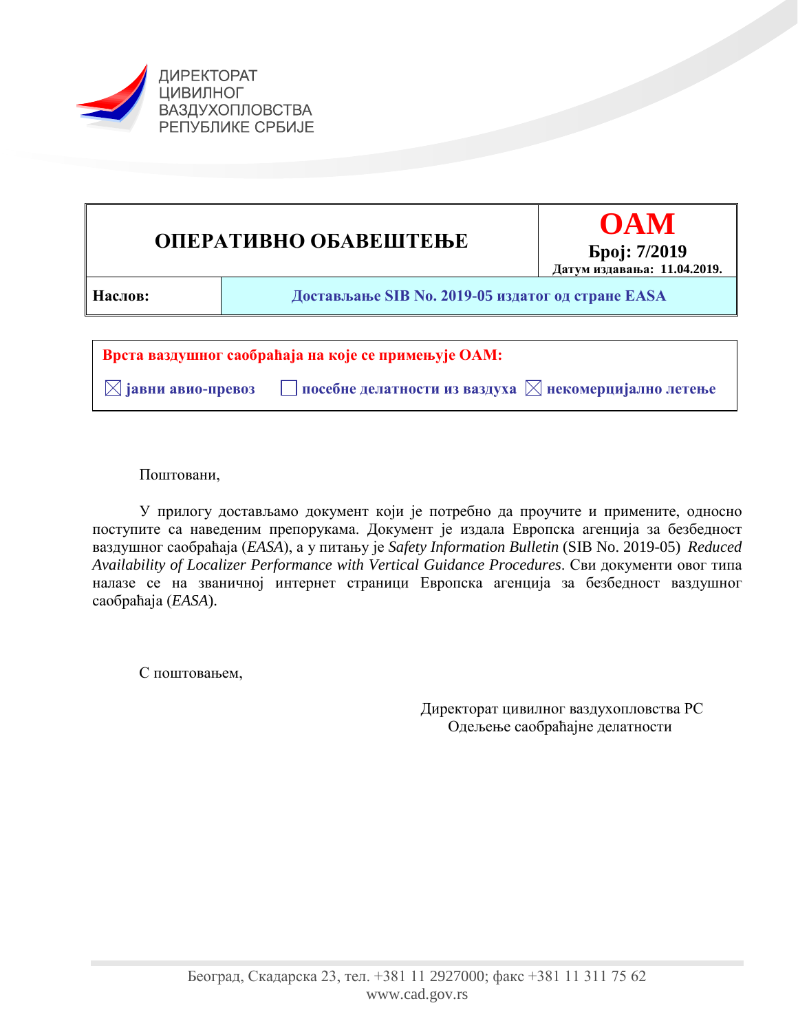ДИРЕКТОРАТ
ЦИВИЛНОГ
ВАЗДУХОПЛОВСТВА
РЕПУБЛИКЕ СРБИЈЕ

| **ОПЕРАТИВНО ОБАВЕШТЕЊЕ** | **ОАМ** **Број: 7/2019** **Датум издавања: 11.04.2019.** |
|---|---|
| **Наслов:** | **Достављање SIB No. 2019-05 издатог од стране EASA** |

**Врста ваздушног саобраћаја на које се примењује ОАМ:**

☒ **јавни авио-превоз** ☐ **посебне делатности из ваздуха** ☒ **некомерцијално летење**

Поштовани,

У прилогу достављамо документ који је потребно да проучите и примените, односно поступите са наведеним препорукама. Документ је издала Европска агенција за безбедност ваздушног саобраћаја (*EASA*), а у питању је *Safety Information Bulletin* (SIB No. 2019-05) *Reduced Availability of Localizer Performance with Vertical Guidance Procedures*. Сви документи овог типа налазе се на званичној интернет страници Европска агенција за безбедност ваздушног саобраћаја (*EASA*).

С поштовањем,

Директорат цивилног ваздухопловства РС
Одељење саобраћајне делатности

Београд, Скадарска 23, тел. +381 11 2927000; факс +381 11 311 75 62
www.cad.gov.rs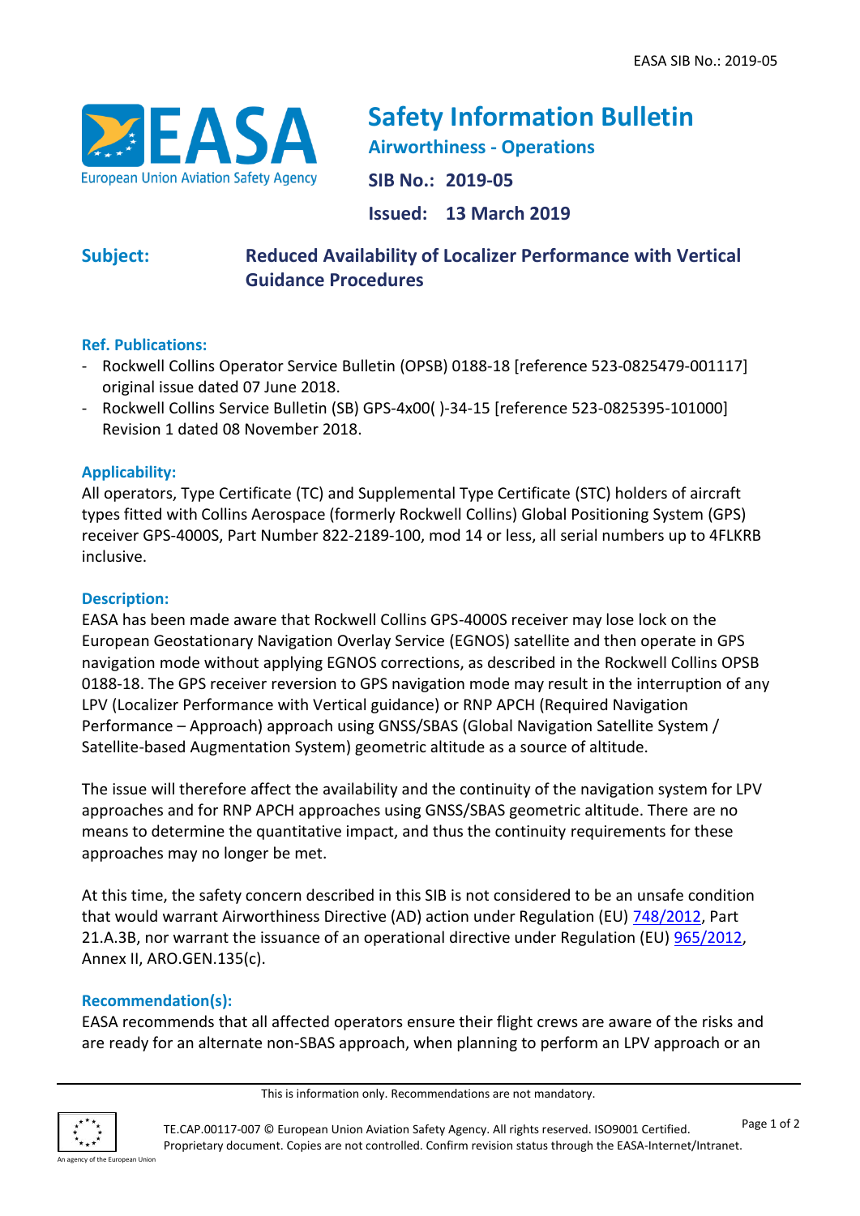# Safety Information Bulletin

**Airworthiness - Operations**

**SIB No.: 2019-05**

**Issued: 13 March 2019**

**Subject:** **Reduced Availability of Localizer Performance with Vertical Guidance Procedures**

### Ref. Publications:

- Rockwell Collins Operator Service Bulletin (OPSB) 0188-18 [reference 523-0825479-001117] original issue dated 07 June 2018.
- Rockwell Collins Service Bulletin (SB) GPS-4x00( )-34-15 [reference 523-0825395-101000] Revision 1 dated 08 November 2018.

### Applicability:

All operators, Type Certificate (TC) and Supplemental Type Certificate (STC) holders of aircraft types fitted with Collins Aerospace (formerly Rockwell Collins) Global Positioning System (GPS) receiver GPS-4000S, Part Number 822-2189-100, mod 14 or less, all serial numbers up to 4FLKRB inclusive.

### Description:

EASA has been made aware that Rockwell Collins GPS-4000S receiver may lose lock on the European Geostationary Navigation Overlay Service (EGNOS) satellite and then operate in GPS navigation mode without applying EGNOS corrections, as described in the Rockwell Collins OPSB 0188-18. The GPS receiver reversion to GPS navigation mode may result in the interruption of any LPV (Localizer Performance with Vertical guidance) or RNP APCH (Required Navigation Performance – Approach) approach using GNSS/SBAS (Global Navigation Satellite System / Satellite-based Augmentation System) geometric altitude as a source of altitude.

The issue will therefore affect the availability and the continuity of the navigation system for LPV approaches and for RNP APCH approaches using GNSS/SBAS geometric altitude. There are no means to determine the quantitative impact, and thus the continuity requirements for these approaches may no longer be met.

At this time, the safety concern described in this SIB is not considered to be an unsafe condition that would warrant Airworthiness Directive (AD) action under Regulation (EU) 748/2012, Part 21.A.3B, nor warrant the issuance of an operational directive under Regulation (EU) 965/2012, Annex II, ARO.GEN.135(c).

### Recommendation(s):

EASA recommends that all affected operators ensure their flight crews are aware of the risks and are ready for an alternate non-SBAS approach, when planning to perform an LPV approach or an

This is information only. Recommendations are not mandatory.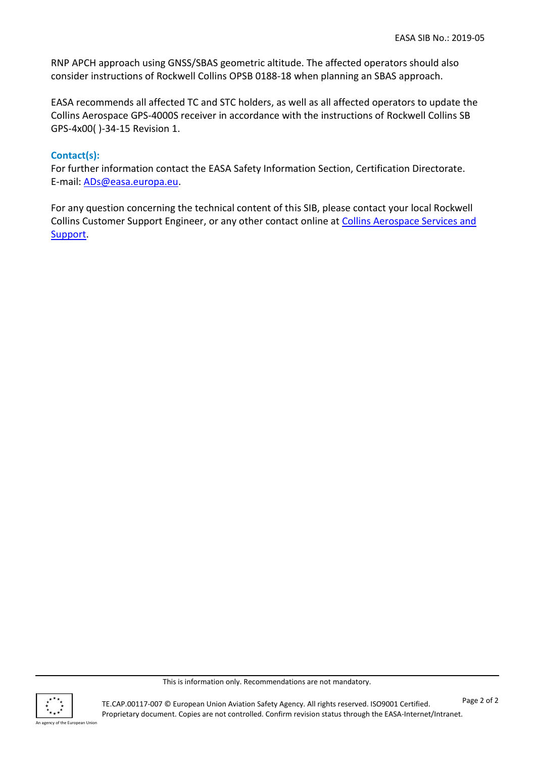RNP APCH approach using GNSS/SBAS geometric altitude. The affected operators should also consider instructions of Rockwell Collins OPSB 0188-18 when planning an SBAS approach.

EASA recommends all affected TC and STC holders, as well as all affected operators to update the Collins Aerospace GPS-4000S receiver in accordance with the instructions of Rockwell Collins SB GPS-4x00( )-34-15 Revision 1.

**Contact(s):**

For further information contact the EASA Safety Information Section, Certification Directorate. E-mail: ADs@easa.europa.eu.

For any question concerning the technical content of this SIB, please contact your local Rockwell Collins Customer Support Engineer, or any other contact online at Collins Aerospace Services and Support.

This is information only. Recommendations are not mandatory.